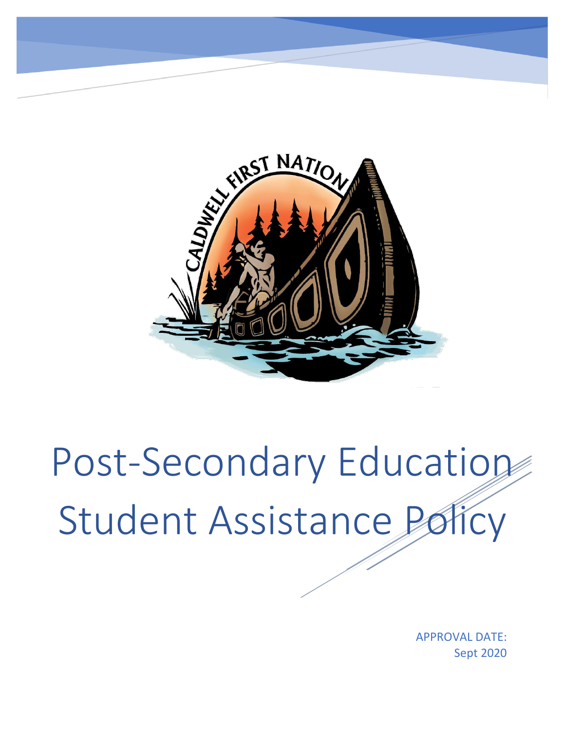# Post-Secondary Education Student Assistance Policy

APPROVAL DATE:
Sept 2020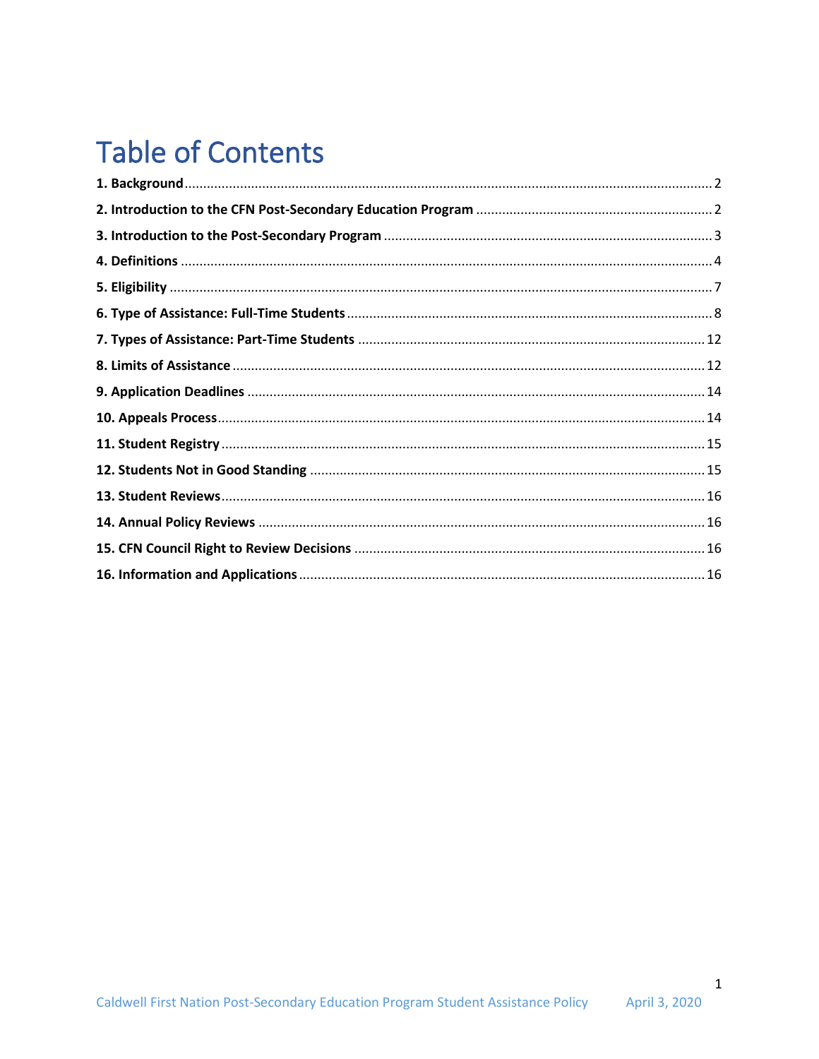# Table of Contents

**1. Background** ..... 2

**2. Introduction to the CFN Post-Secondary Education Program** ..... 2

**3. Introduction to the Post-Secondary Program** ..... 3

**4. Definitions** ..... 4

**5. Eligibility** ..... 7

**6. Type of Assistance: Full-Time Students** ..... 8

**7. Types of Assistance: Part-Time Students** ..... 12

**8. Limits of Assistance** ..... 12

**9. Application Deadlines** ..... 14

**10. Appeals Process** ..... 14

**11. Student Registry** ..... 15

**12. Students Not in Good Standing** ..... 15

**13. Student Reviews** ..... 16

**14. Annual Policy Reviews** ..... 16

**15. CFN Council Right to Review Decisions** ..... 16

**16. Information and Applications** ..... 16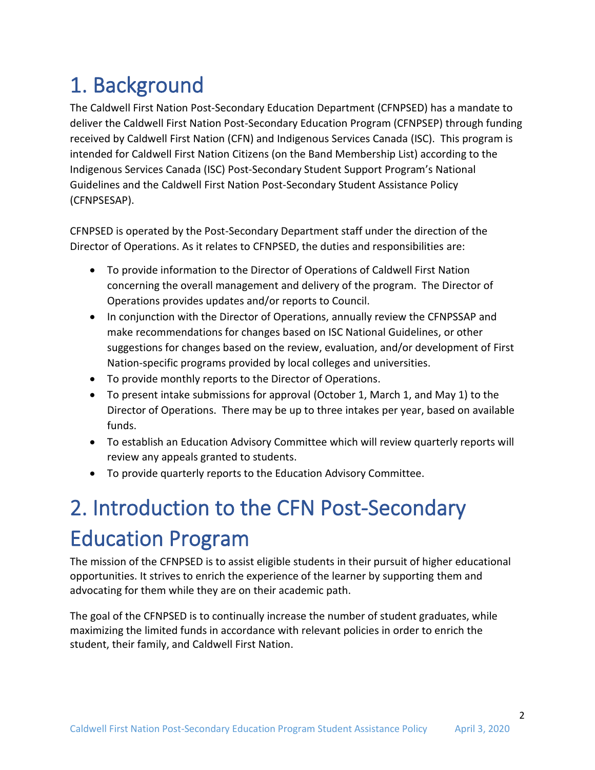# 1. Background

The Caldwell First Nation Post-Secondary Education Department (CFNPSED) has a mandate to deliver the Caldwell First Nation Post-Secondary Education Program (CFNPSEP) through funding received by Caldwell First Nation (CFN) and Indigenous Services Canada (ISC). This program is intended for Caldwell First Nation Citizens (on the Band Membership List) according to the Indigenous Services Canada (ISC) Post-Secondary Student Support Program's National Guidelines and the Caldwell First Nation Post-Secondary Student Assistance Policy (CFNPSESAP).

CFNPSED is operated by the Post-Secondary Department staff under the direction of the Director of Operations. As it relates to CFNPSED, the duties and responsibilities are:

- To provide information to the Director of Operations of Caldwell First Nation concerning the overall management and delivery of the program. The Director of Operations provides updates and/or reports to Council.
- In conjunction with the Director of Operations, annually review the CFNPSSAP and make recommendations for changes based on ISC National Guidelines, or other suggestions for changes based on the review, evaluation, and/or development of First Nation-specific programs provided by local colleges and universities.
- To provide monthly reports to the Director of Operations.
- To present intake submissions for approval (October 1, March 1, and May 1) to the Director of Operations. There may be up to three intakes per year, based on available funds.
- To establish an Education Advisory Committee which will review quarterly reports will review any appeals granted to students.
- To provide quarterly reports to the Education Advisory Committee.

# 2. Introduction to the CFN Post-Secondary Education Program

The mission of the CFNPSED is to assist eligible students in their pursuit of higher educational opportunities. It strives to enrich the experience of the learner by supporting them and advocating for them while they are on their academic path.

The goal of the CFNPSED is to continually increase the number of student graduates, while maximizing the limited funds in accordance with relevant policies in order to enrich the student, their family, and Caldwell First Nation.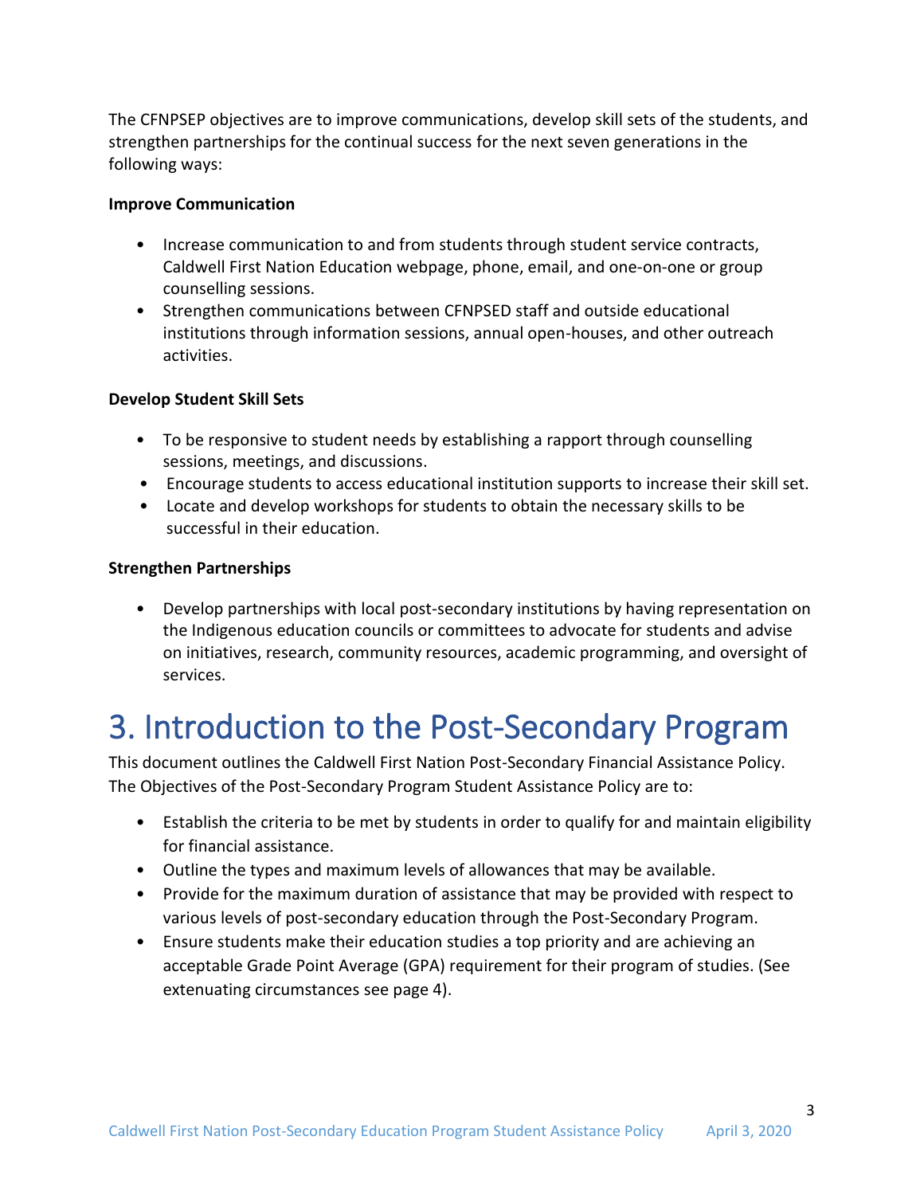The CFNPSEP objectives are to improve communications, develop skill sets of the students, and strengthen partnerships for the continual success for the next seven generations in the following ways:

**Improve Communication**

- Increase communication to and from students through student service contracts, Caldwell First Nation Education webpage, phone, email, and one-on-one or group counselling sessions.
- Strengthen communications between CFNPSED staff and outside educational institutions through information sessions, annual open-houses, and other outreach activities.

**Develop Student Skill Sets**

- To be responsive to student needs by establishing a rapport through counselling sessions, meetings, and discussions.
- Encourage students to access educational institution supports to increase their skill set.
- Locate and develop workshops for students to obtain the necessary skills to be successful in their education.

**Strengthen Partnerships**

- Develop partnerships with local post-secondary institutions by having representation on the Indigenous education councils or committees to advocate for students and advise on initiatives, research, community resources, academic programming, and oversight of services.

# 3. Introduction to the Post-Secondary Program

This document outlines the Caldwell First Nation Post-Secondary Financial Assistance Policy. The Objectives of the Post-Secondary Program Student Assistance Policy are to:

- Establish the criteria to be met by students in order to qualify for and maintain eligibility for financial assistance.
- Outline the types and maximum levels of allowances that may be available.
- Provide for the maximum duration of assistance that may be provided with respect to various levels of post-secondary education through the Post-Secondary Program.
- Ensure students make their education studies a top priority and are achieving an acceptable Grade Point Average (GPA) requirement for their program of studies. (See extenuating circumstances see page 4).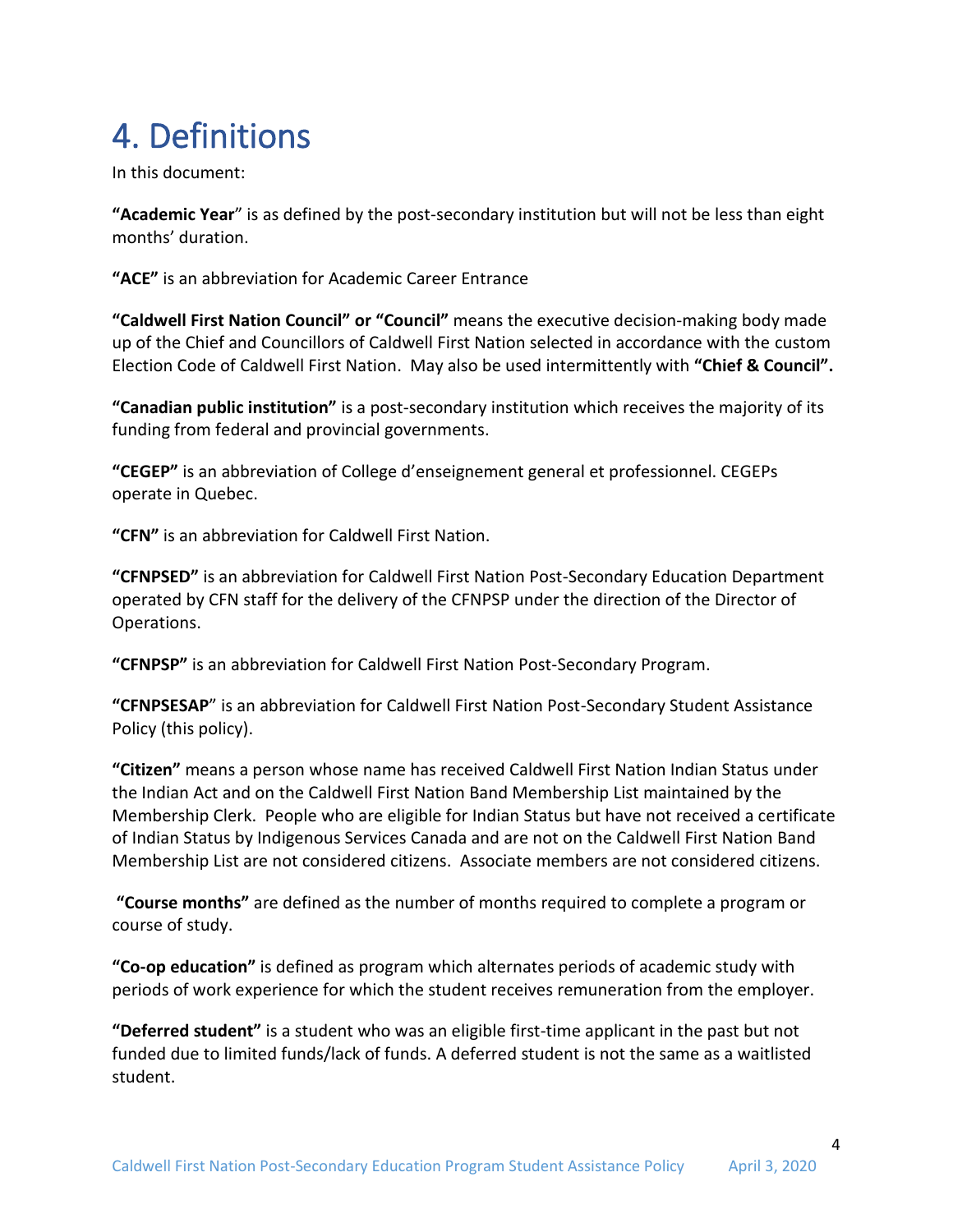# 4. Definitions

In this document:

**"Academic Year**" is as defined by the post-secondary institution but will not be less than eight months' duration.

**"ACE"** is an abbreviation for Academic Career Entrance

**"Caldwell First Nation Council" or "Council"** means the executive decision-making body made up of the Chief and Councillors of Caldwell First Nation selected in accordance with the custom Election Code of Caldwell First Nation. May also be used intermittently with **"Chief & Council".**

**"Canadian public institution"** is a post-secondary institution which receives the majority of its funding from federal and provincial governments.

**"CEGEP"** is an abbreviation of College d'enseignement general et professionnel. CEGEPs operate in Quebec.

**"CFN"** is an abbreviation for Caldwell First Nation.

**"CFNPSED"** is an abbreviation for Caldwell First Nation Post-Secondary Education Department operated by CFN staff for the delivery of the CFNPSP under the direction of the Director of Operations.

**"CFNPSP"** is an abbreviation for Caldwell First Nation Post-Secondary Program.

**"CFNPSESAP**" is an abbreviation for Caldwell First Nation Post-Secondary Student Assistance Policy (this policy).

**"Citizen"** means a person whose name has received Caldwell First Nation Indian Status under the Indian Act and on the Caldwell First Nation Band Membership List maintained by the Membership Clerk. People who are eligible for Indian Status but have not received a certificate of Indian Status by Indigenous Services Canada and are not on the Caldwell First Nation Band Membership List are not considered citizens. Associate members are not considered citizens.

**"Course months"** are defined as the number of months required to complete a program or course of study.

**"Co-op education"** is defined as program which alternates periods of academic study with periods of work experience for which the student receives remuneration from the employer.

**"Deferred student"** is a student who was an eligible first-time applicant in the past but not funded due to limited funds/lack of funds. A deferred student is not the same as a waitlisted student.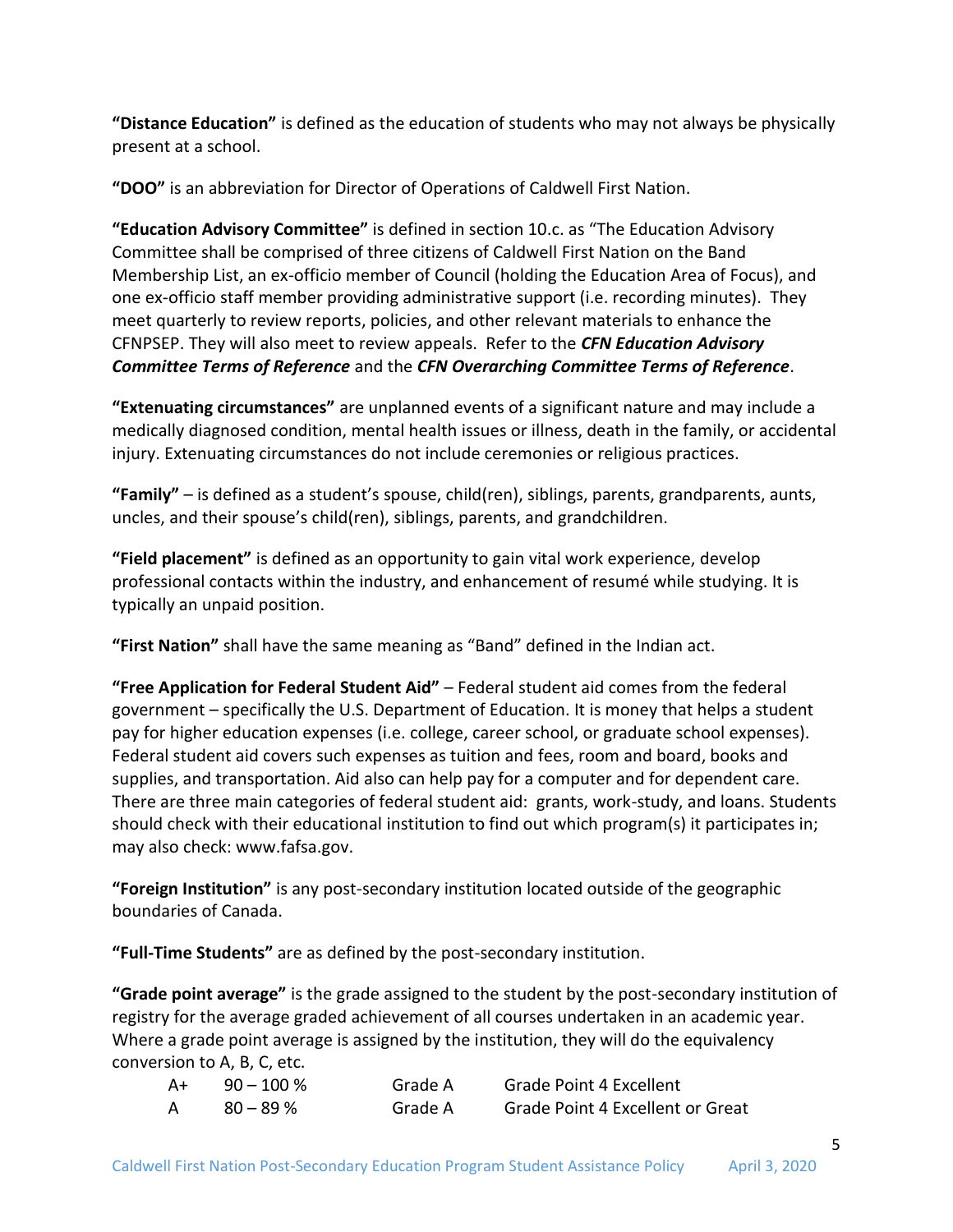**"Distance Education"** is defined as the education of students who may not always be physically present at a school.

**"DOO"** is an abbreviation for Director of Operations of Caldwell First Nation.

**"Education Advisory Committee"** is defined in section 10.c. as "The Education Advisory Committee shall be comprised of three citizens of Caldwell First Nation on the Band Membership List, an ex-officio member of Council (holding the Education Area of Focus), and one ex-officio staff member providing administrative support (i.e. recording minutes). They meet quarterly to review reports, policies, and other relevant materials to enhance the CFNPSEP. They will also meet to review appeals. Refer to the ***CFN Education Advisory Committee Terms of Reference*** and the ***CFN Overarching Committee Terms of Reference***.

**"Extenuating circumstances"** are unplanned events of a significant nature and may include a medically diagnosed condition, mental health issues or illness, death in the family, or accidental injury. Extenuating circumstances do not include ceremonies or religious practices.

**"Family"** – is defined as a student's spouse, child(ren), siblings, parents, grandparents, aunts, uncles, and their spouse's child(ren), siblings, parents, and grandchildren.

**"Field placement"** is defined as an opportunity to gain vital work experience, develop professional contacts within the industry, and enhancement of resumé while studying. It is typically an unpaid position.

**"First Nation"** shall have the same meaning as "Band" defined in the Indian act.

**"Free Application for Federal Student Aid"** – Federal student aid comes from the federal government – specifically the U.S. Department of Education. It is money that helps a student pay for higher education expenses (i.e. college, career school, or graduate school expenses). Federal student aid covers such expenses as tuition and fees, room and board, books and supplies, and transportation. Aid also can help pay for a computer and for dependent care. There are three main categories of federal student aid: grants, work-study, and loans. Students should check with their educational institution to find out which program(s) it participates in; may also check: www.fafsa.gov.

**"Foreign Institution"** is any post-secondary institution located outside of the geographic boundaries of Canada.

**"Full-Time Students"** are as defined by the post-secondary institution.

**"Grade point average"** is the grade assigned to the student by the post-secondary institution of registry for the average graded achievement of all courses undertaken in an academic year. Where a grade point average is assigned by the institution, they will do the equivalency conversion to A, B, C, etc.

| | | | |
|---|---|---|---|
| A+ | 90 – 100 % | Grade A | Grade Point 4 Excellent |
| A | 80 – 89 % | Grade A | Grade Point 4 Excellent or Great |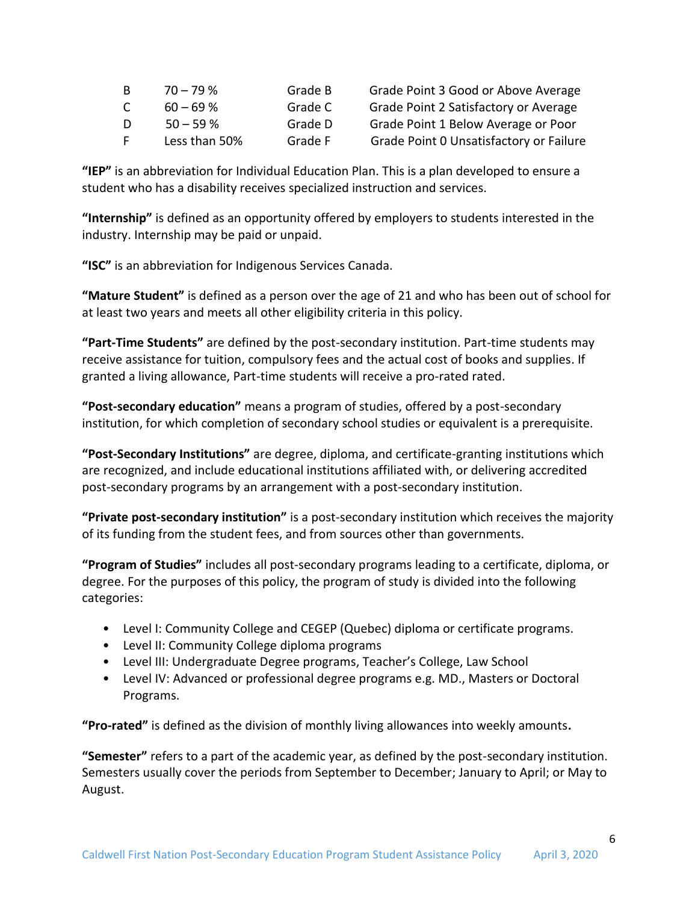| | | | |
|---|---|---|---|
| B | 70 – 79 % | Grade B | Grade Point 3 Good or Above Average |
| C | 60 – 69 % | Grade C | Grade Point 2 Satisfactory or Average |
| D | 50 – 59 % | Grade D | Grade Point 1 Below Average or Poor |
| F | Less than 50% | Grade F | Grade Point 0 Unsatisfactory or Failure |

**"IEP"** is an abbreviation for Individual Education Plan. This is a plan developed to ensure a student who has a disability receives specialized instruction and services.

**"Internship"** is defined as an opportunity offered by employers to students interested in the industry. Internship may be paid or unpaid.

**"ISC"** is an abbreviation for Indigenous Services Canada.

**"Mature Student"** is defined as a person over the age of 21 and who has been out of school for at least two years and meets all other eligibility criteria in this policy.

**"Part-Time Students"** are defined by the post-secondary institution. Part-time students may receive assistance for tuition, compulsory fees and the actual cost of books and supplies. If granted a living allowance, Part-time students will receive a pro-rated rated.

**"Post-secondary education"** means a program of studies, offered by a post-secondary institution, for which completion of secondary school studies or equivalent is a prerequisite.

**"Post-Secondary Institutions"** are degree, diploma, and certificate-granting institutions which are recognized, and include educational institutions affiliated with, or delivering accredited post-secondary programs by an arrangement with a post-secondary institution.

**"Private post-secondary institution"** is a post-secondary institution which receives the majority of its funding from the student fees, and from sources other than governments.

**"Program of Studies"** includes all post-secondary programs leading to a certificate, diploma, or degree. For the purposes of this policy, the program of study is divided into the following categories:

- Level I: Community College and CEGEP (Quebec) diploma or certificate programs.
- Level II: Community College diploma programs
- Level III: Undergraduate Degree programs, Teacher's College, Law School
- Level IV: Advanced or professional degree programs e.g. MD., Masters or Doctoral Programs.

**"Pro-rated"** is defined as the division of monthly living allowances into weekly amounts**.**

**"Semester"** refers to a part of the academic year, as defined by the post-secondary institution. Semesters usually cover the periods from September to December; January to April; or May to August.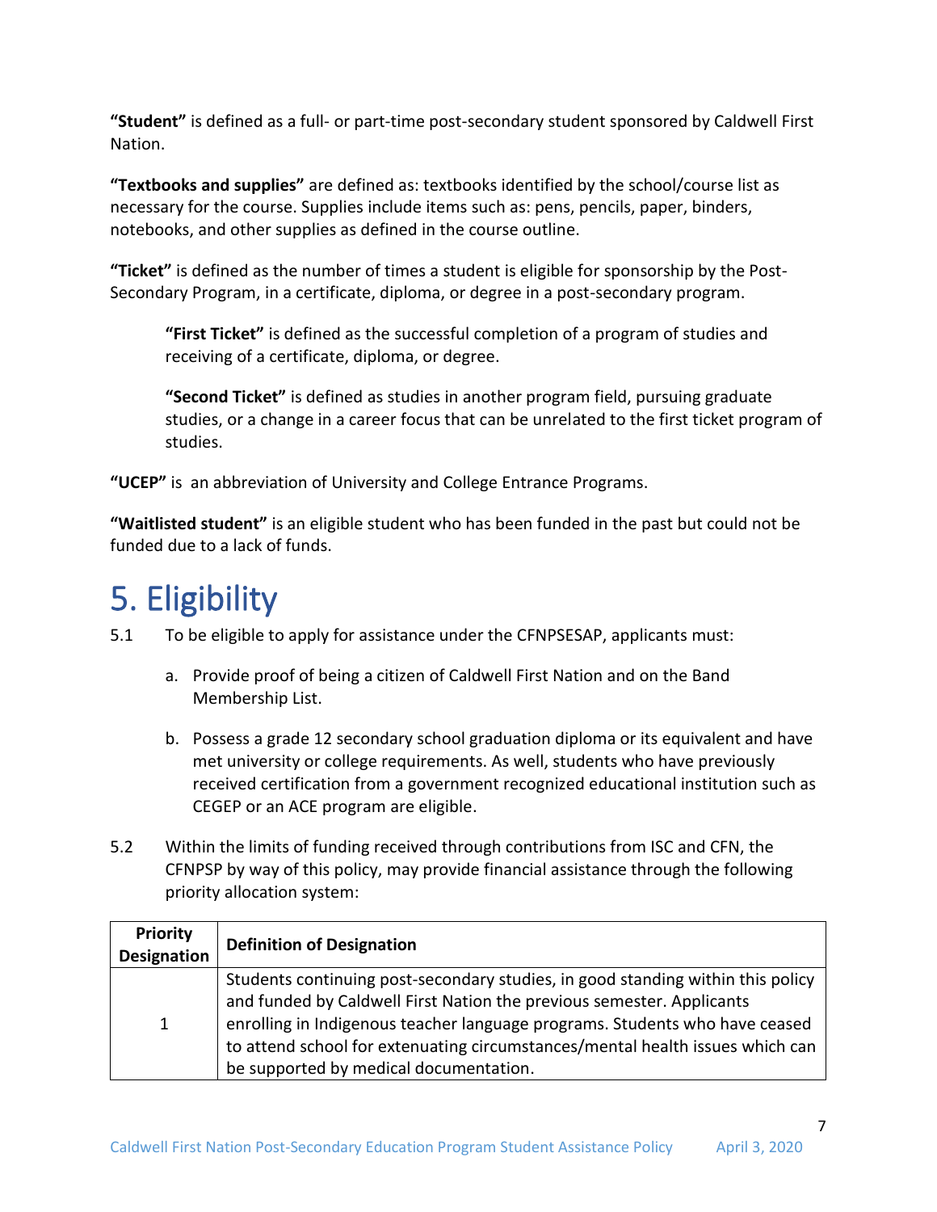**"Student"** is defined as a full- or part-time post-secondary student sponsored by Caldwell First Nation.

**"Textbooks and supplies"** are defined as: textbooks identified by the school/course list as necessary for the course. Supplies include items such as: pens, pencils, paper, binders, notebooks, and other supplies as defined in the course outline.

**"Ticket"** is defined as the number of times a student is eligible for sponsorship by the Post-Secondary Program, in a certificate, diploma, or degree in a post-secondary program.

> **"First Ticket"** is defined as the successful completion of a program of studies and receiving of a certificate, diploma, or degree.
>
> **"Second Ticket"** is defined as studies in another program field, pursuing graduate studies, or a change in a career focus that can be unrelated to the first ticket program of studies.

**"UCEP"** is an abbreviation of University and College Entrance Programs.

**"Waitlisted student"** is an eligible student who has been funded in the past but could not be funded due to a lack of funds.

# 5. Eligibility

5.1 To be eligible to apply for assistance under the CFNPSESAP, applicants must:

a. Provide proof of being a citizen of Caldwell First Nation and on the Band Membership List.

b. Possess a grade 12 secondary school graduation diploma or its equivalent and have met university or college requirements. As well, students who have previously received certification from a government recognized educational institution such as CEGEP or an ACE program are eligible.

5.2 Within the limits of funding received through contributions from ISC and CFN, the CFNPSP by way of this policy, may provide financial assistance through the following priority allocation system:

| Priority Designation | Definition of Designation |
|---|---|
| 1 | Students continuing post-secondary studies, in good standing within this policy and funded by Caldwell First Nation the previous semester. Applicants enrolling in Indigenous teacher language programs. Students who have ceased to attend school for extenuating circumstances/mental health issues which can be supported by medical documentation. |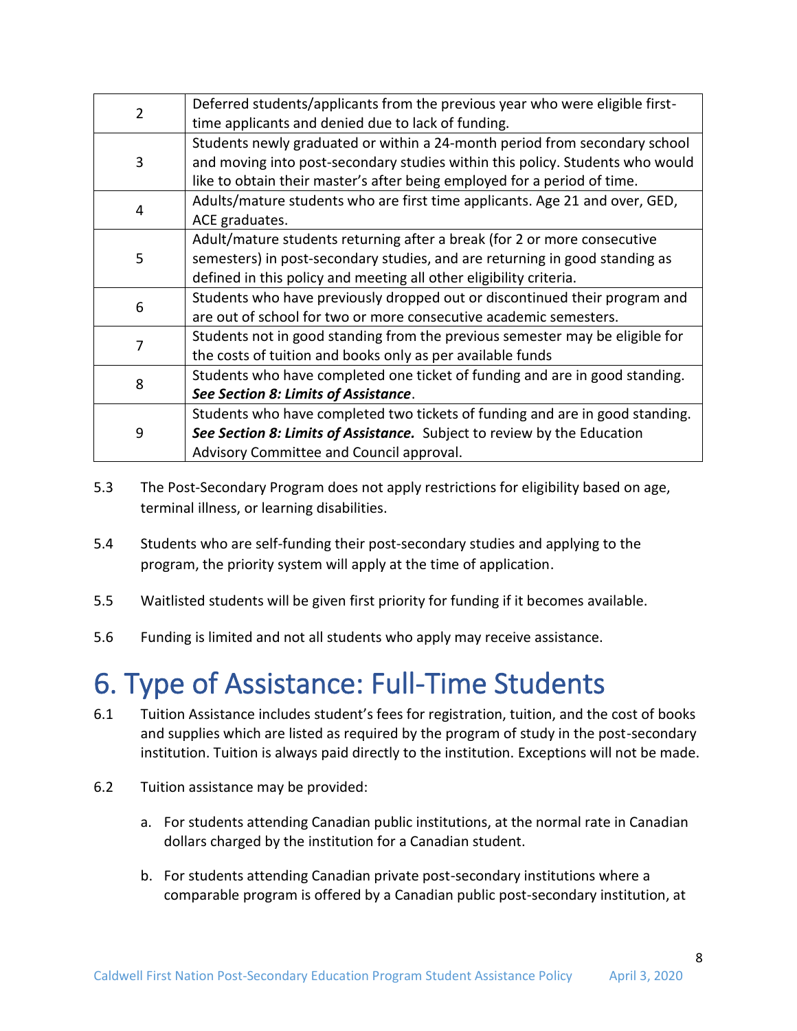| | |
|---|---|
| 2 | Deferred students/applicants from the previous year who were eligible first-time applicants and denied due to lack of funding. |
| 3 | Students newly graduated or within a 24-month period from secondary school and moving into post-secondary studies within this policy. Students who would like to obtain their master's after being employed for a period of time. |
| 4 | Adults/mature students who are first time applicants. Age 21 and over, GED, ACE graduates. |
| 5 | Adult/mature students returning after a break (for 2 or more consecutive semesters) in post-secondary studies, and are returning in good standing as defined in this policy and meeting all other eligibility criteria. |
| 6 | Students who have previously dropped out or discontinued their program and are out of school for two or more consecutive academic semesters. |
| 7 | Students not in good standing from the previous semester may be eligible for the costs of tuition and books only as per available funds |
| 8 | Students who have completed one ticket of funding and are in good standing. ***See Section 8: Limits of Assistance***. |
| 9 | Students who have completed two tickets of funding and are in good standing. ***See Section 8: Limits of Assistance.*** Subject to review by the Education Advisory Committee and Council approval. |

5.3 The Post-Secondary Program does not apply restrictions for eligibility based on age, terminal illness, or learning disabilities.

5.4 Students who are self-funding their post-secondary studies and applying to the program, the priority system will apply at the time of application.

5.5 Waitlisted students will be given first priority for funding if it becomes available.

5.6 Funding is limited and not all students who apply may receive assistance.

# 6. Type of Assistance: Full-Time Students

6.1 Tuition Assistance includes student's fees for registration, tuition, and the cost of books and supplies which are listed as required by the program of study in the post-secondary institution. Tuition is always paid directly to the institution. Exceptions will not be made.

6.2 Tuition assistance may be provided:

a. For students attending Canadian public institutions, at the normal rate in Canadian dollars charged by the institution for a Canadian student.

b. For students attending Canadian private post-secondary institutions where a comparable program is offered by a Canadian public post-secondary institution, at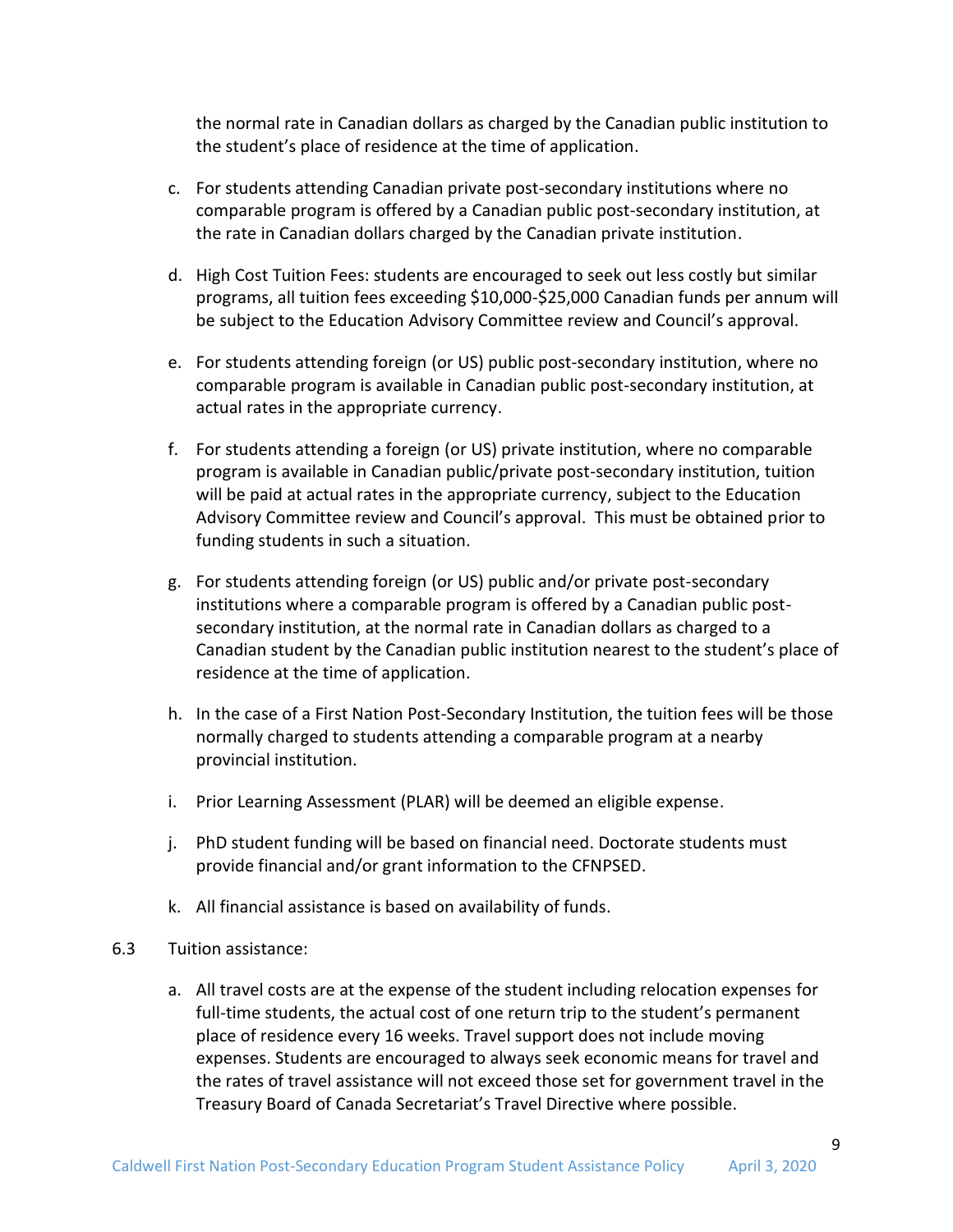the normal rate in Canadian dollars as charged by the Canadian public institution to the student's place of residence at the time of application.

c. For students attending Canadian private post-secondary institutions where no comparable program is offered by a Canadian public post-secondary institution, at the rate in Canadian dollars charged by the Canadian private institution.

d. High Cost Tuition Fees: students are encouraged to seek out less costly but similar programs, all tuition fees exceeding $10,000-$25,000 Canadian funds per annum will be subject to the Education Advisory Committee review and Council's approval.

e. For students attending foreign (or US) public post-secondary institution, where no comparable program is available in Canadian public post-secondary institution, at actual rates in the appropriate currency.

f. For students attending a foreign (or US) private institution, where no comparable program is available in Canadian public/private post-secondary institution, tuition will be paid at actual rates in the appropriate currency, subject to the Education Advisory Committee review and Council's approval. This must be obtained prior to funding students in such a situation.

g. For students attending foreign (or US) public and/or private post-secondary institutions where a comparable program is offered by a Canadian public post-secondary institution, at the normal rate in Canadian dollars as charged to a Canadian student by the Canadian public institution nearest to the student's place of residence at the time of application.

h. In the case of a First Nation Post-Secondary Institution, the tuition fees will be those normally charged to students attending a comparable program at a nearby provincial institution.

i. Prior Learning Assessment (PLAR) will be deemed an eligible expense.

j. PhD student funding will be based on financial need. Doctorate students must provide financial and/or grant information to the CFNPSED.

k. All financial assistance is based on availability of funds.

6.3 Tuition assistance:

a. All travel costs are at the expense of the student including relocation expenses for full-time students, the actual cost of one return trip to the student's permanent place of residence every 16 weeks. Travel support does not include moving expenses. Students are encouraged to always seek economic means for travel and the rates of travel assistance will not exceed those set for government travel in the Treasury Board of Canada Secretariat's Travel Directive where possible.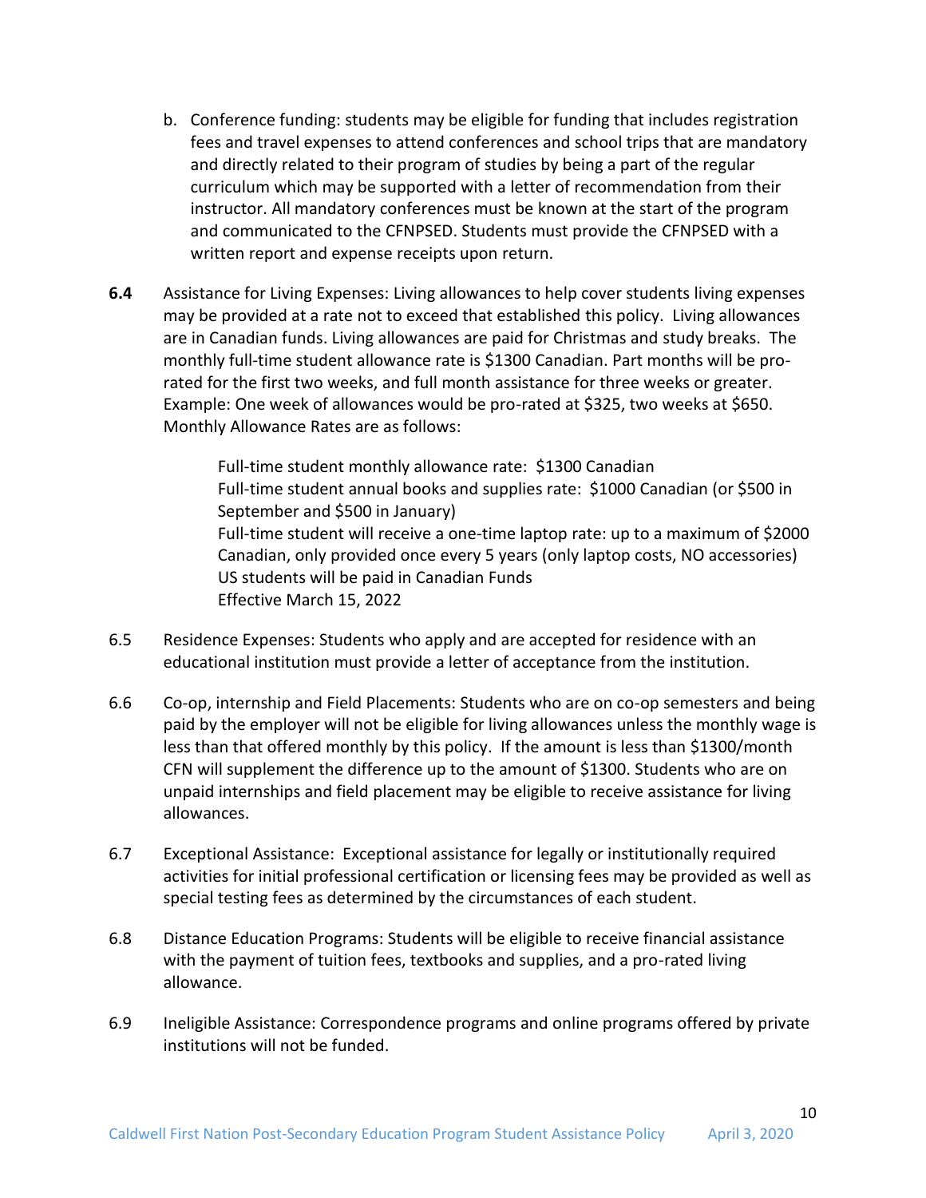b. Conference funding: students may be eligible for funding that includes registration fees and travel expenses to attend conferences and school trips that are mandatory and directly related to their program of studies by being a part of the regular curriculum which may be supported with a letter of recommendation from their instructor. All mandatory conferences must be known at the start of the program and communicated to the CFNPSED. Students must provide the CFNPSED with a written report and expense receipts upon return.

**6.4** Assistance for Living Expenses: Living allowances to help cover students living expenses may be provided at a rate not to exceed that established this policy. Living allowances are in Canadian funds. Living allowances are paid for Christmas and study breaks. The monthly full-time student allowance rate is $1300 Canadian. Part months will be pro-rated for the first two weeks, and full month assistance for three weeks or greater. Example: One week of allowances would be pro-rated at $325, two weeks at $650. Monthly Allowance Rates are as follows:

> Full-time student monthly allowance rate: $1300 Canadian
> Full-time student annual books and supplies rate: $1000 Canadian (or $500 in September and $500 in January)
> Full-time student will receive a one-time laptop rate: up to a maximum of $2000 Canadian, only provided once every 5 years (only laptop costs, NO accessories)
> US students will be paid in Canadian Funds
> Effective March 15, 2022

6.5 Residence Expenses: Students who apply and are accepted for residence with an educational institution must provide a letter of acceptance from the institution.

6.6 Co-op, internship and Field Placements: Students who are on co-op semesters and being paid by the employer will not be eligible for living allowances unless the monthly wage is less than that offered monthly by this policy. If the amount is less than $1300/month CFN will supplement the difference up to the amount of $1300. Students who are on unpaid internships and field placement may be eligible to receive assistance for living allowances.

6.7 Exceptional Assistance: Exceptional assistance for legally or institutionally required activities for initial professional certification or licensing fees may be provided as well as special testing fees as determined by the circumstances of each student.

6.8 Distance Education Programs: Students will be eligible to receive financial assistance with the payment of tuition fees, textbooks and supplies, and a pro-rated living allowance.

6.9 Ineligible Assistance: Correspondence programs and online programs offered by private institutions will not be funded.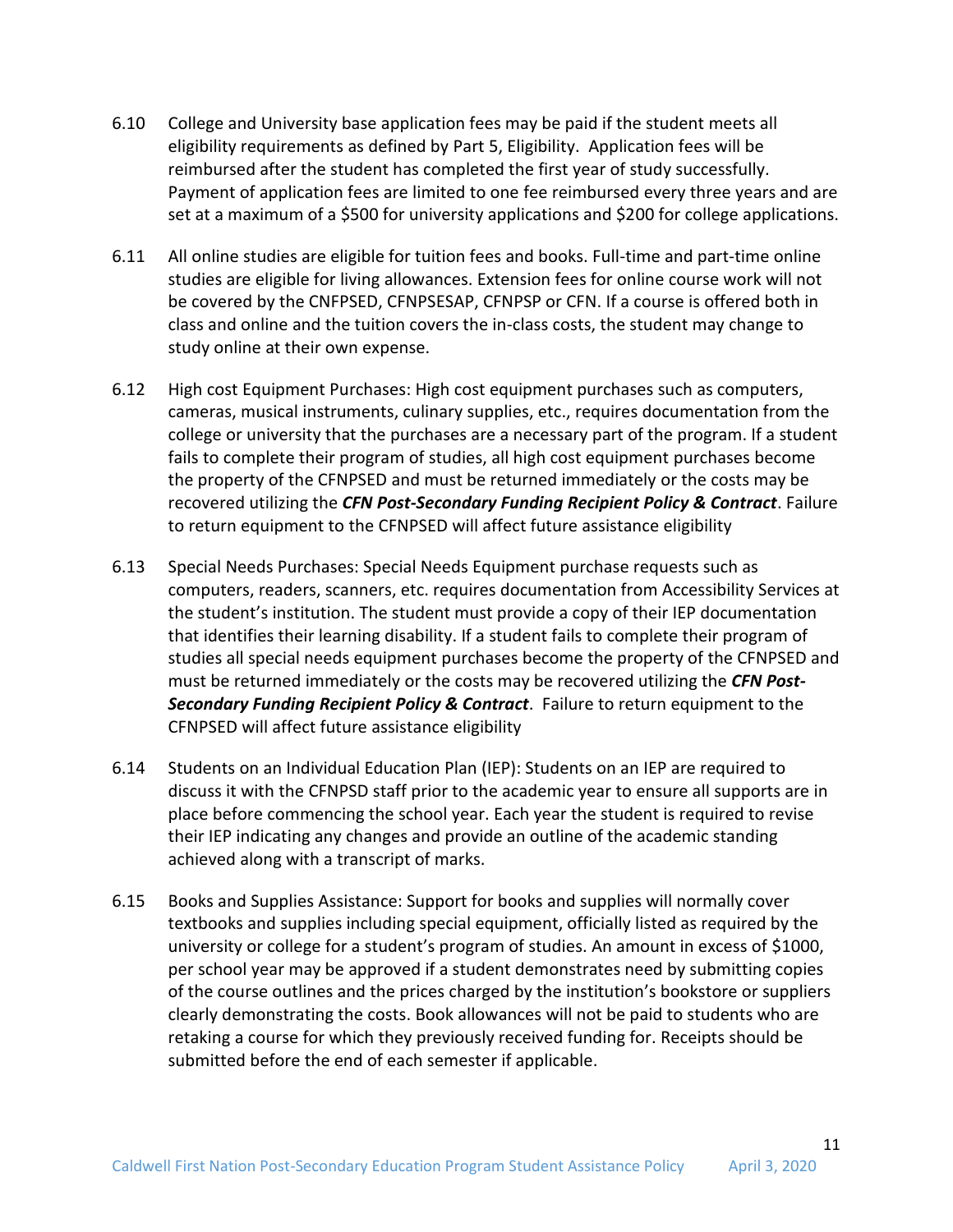6.10 College and University base application fees may be paid if the student meets all eligibility requirements as defined by Part 5, Eligibility. Application fees will be reimbursed after the student has completed the first year of study successfully. Payment of application fees are limited to one fee reimbursed every three years and are set at a maximum of a $500 for university applications and $200 for college applications.

6.11 All online studies are eligible for tuition fees and books. Full-time and part-time online studies are eligible for living allowances. Extension fees for online course work will not be covered by the CNFPSED, CFNPSESAP, CFNPSP or CFN. If a course is offered both in class and online and the tuition covers the in-class costs, the student may change to study online at their own expense.

6.12 High cost Equipment Purchases: High cost equipment purchases such as computers, cameras, musical instruments, culinary supplies, etc., requires documentation from the college or university that the purchases are a necessary part of the program. If a student fails to complete their program of studies, all high cost equipment purchases become the property of the CFNPSED and must be returned immediately or the costs may be recovered utilizing the ***CFN Post-Secondary Funding Recipient Policy & Contract***. Failure to return equipment to the CFNPSED will affect future assistance eligibility

6.13 Special Needs Purchases: Special Needs Equipment purchase requests such as computers, readers, scanners, etc. requires documentation from Accessibility Services at the student's institution. The student must provide a copy of their IEP documentation that identifies their learning disability. If a student fails to complete their program of studies all special needs equipment purchases become the property of the CFNPSED and must be returned immediately or the costs may be recovered utilizing the ***CFN Post-Secondary Funding Recipient Policy & Contract***. Failure to return equipment to the CFNPSED will affect future assistance eligibility

6.14 Students on an Individual Education Plan (IEP): Students on an IEP are required to discuss it with the CFNPSD staff prior to the academic year to ensure all supports are in place before commencing the school year. Each year the student is required to revise their IEP indicating any changes and provide an outline of the academic standing achieved along with a transcript of marks.

6.15 Books and Supplies Assistance: Support for books and supplies will normally cover textbooks and supplies including special equipment, officially listed as required by the university or college for a student's program of studies. An amount in excess of $1000, per school year may be approved if a student demonstrates need by submitting copies of the course outlines and the prices charged by the institution's bookstore or suppliers clearly demonstrating the costs. Book allowances will not be paid to students who are retaking a course for which they previously received funding for. Receipts should be submitted before the end of each semester if applicable.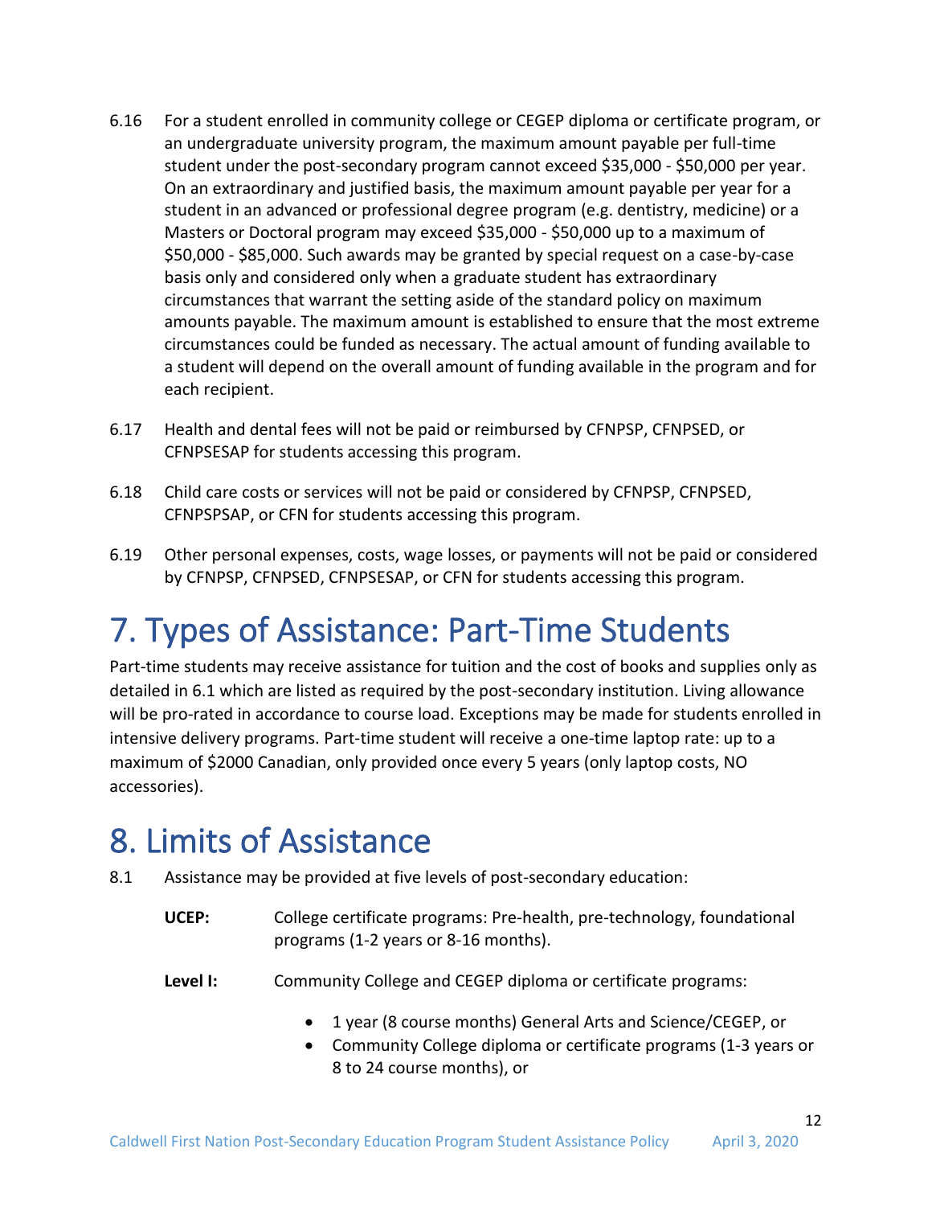6.16 For a student enrolled in community college or CEGEP diploma or certificate program, or an undergraduate university program, the maximum amount payable per full-time student under the post-secondary program cannot exceed $35,000 - $50,000 per year. On an extraordinary and justified basis, the maximum amount payable per year for a student in an advanced or professional degree program (e.g. dentistry, medicine) or a Masters or Doctoral program may exceed $35,000 - $50,000 up to a maximum of $50,000 - $85,000. Such awards may be granted by special request on a case-by-case basis only and considered only when a graduate student has extraordinary circumstances that warrant the setting aside of the standard policy on maximum amounts payable. The maximum amount is established to ensure that the most extreme circumstances could be funded as necessary. The actual amount of funding available to a student will depend on the overall amount of funding available in the program and for each recipient.

6.17 Health and dental fees will not be paid or reimbursed by CFNPSP, CFNPSED, or CFNPSESAP for students accessing this program.

6.18 Child care costs or services will not be paid or considered by CFNPSP, CFNPSED, CFNPSPSAP, or CFN for students accessing this program.

6.19 Other personal expenses, costs, wage losses, or payments will not be paid or considered by CFNPSP, CFNPSED, CFNPSESAP, or CFN for students accessing this program.

# 7. Types of Assistance: Part-Time Students

Part-time students may receive assistance for tuition and the cost of books and supplies only as detailed in 6.1 which are listed as required by the post-secondary institution. Living allowance will be pro-rated in accordance to course load. Exceptions may be made for students enrolled in intensive delivery programs. Part-time student will receive a one-time laptop rate: up to a maximum of $2000 Canadian, only provided once every 5 years (only laptop costs, NO accessories).

# 8. Limits of Assistance

8.1 Assistance may be provided at five levels of post-secondary education:

**UCEP:** College certificate programs: Pre-health, pre-technology, foundational programs (1-2 years or 8-16 months).

**Level I:** Community College and CEGEP diploma or certificate programs:

- 1 year (8 course months) General Arts and Science/CEGEP, or
- Community College diploma or certificate programs (1-3 years or 8 to 24 course months), or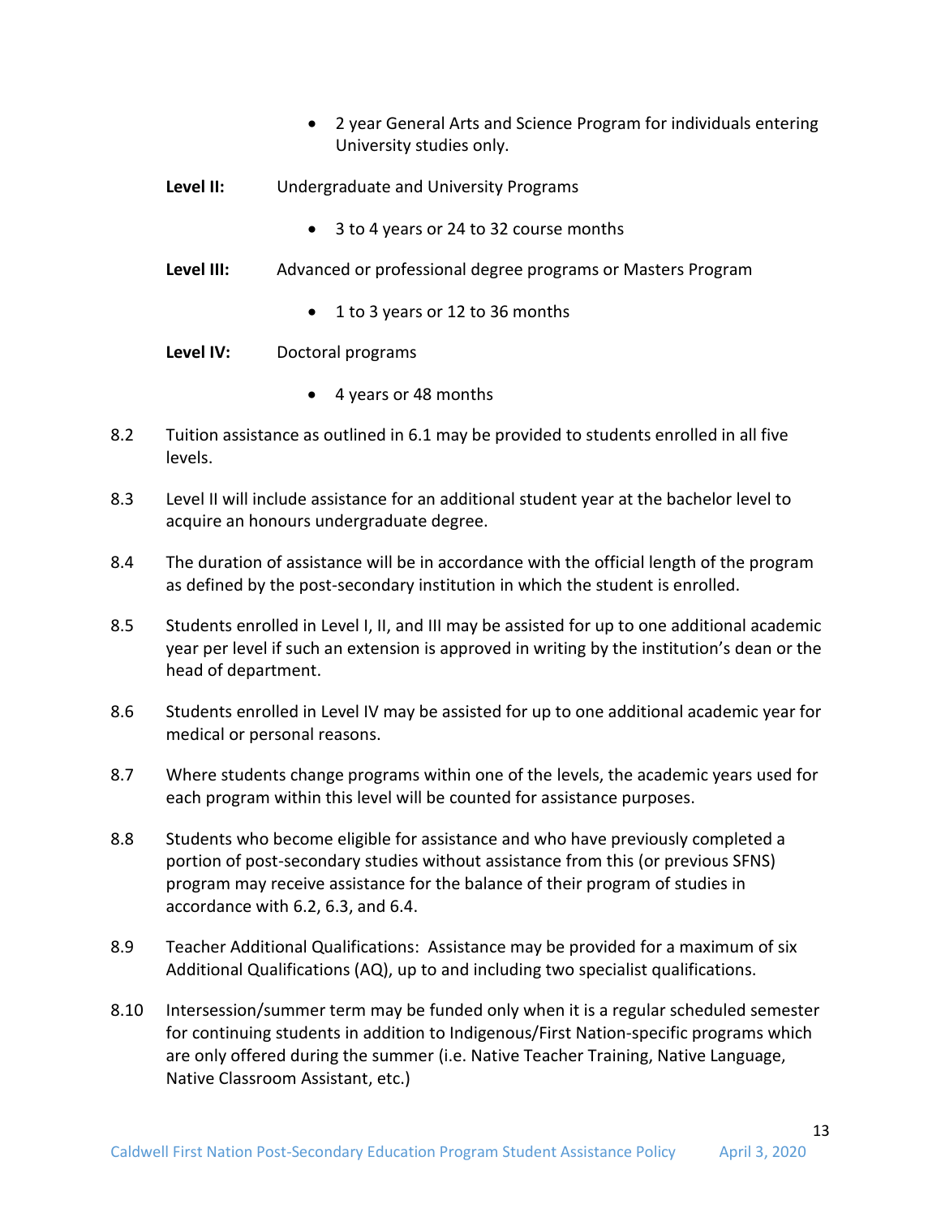- 2 year General Arts and Science Program for individuals entering University studies only.

**Level II:** Undergraduate and University Programs

- 3 to 4 years or 24 to 32 course months

**Level III:** Advanced or professional degree programs or Masters Program

- 1 to 3 years or 12 to 36 months

**Level IV:** Doctoral programs

- 4 years or 48 months

8.2 Tuition assistance as outlined in 6.1 may be provided to students enrolled in all five levels.

8.3 Level II will include assistance for an additional student year at the bachelor level to acquire an honours undergraduate degree.

8.4 The duration of assistance will be in accordance with the official length of the program as defined by the post-secondary institution in which the student is enrolled.

8.5 Students enrolled in Level I, II, and III may be assisted for up to one additional academic year per level if such an extension is approved in writing by the institution's dean or the head of department.

8.6 Students enrolled in Level IV may be assisted for up to one additional academic year for medical or personal reasons.

8.7 Where students change programs within one of the levels, the academic years used for each program within this level will be counted for assistance purposes.

8.8 Students who become eligible for assistance and who have previously completed a portion of post-secondary studies without assistance from this (or previous SFNS) program may receive assistance for the balance of their program of studies in accordance with 6.2, 6.3, and 6.4.

8.9 Teacher Additional Qualifications: Assistance may be provided for a maximum of six Additional Qualifications (AQ), up to and including two specialist qualifications.

8.10 Intersession/summer term may be funded only when it is a regular scheduled semester for continuing students in addition to Indigenous/First Nation-specific programs which are only offered during the summer (i.e. Native Teacher Training, Native Language, Native Classroom Assistant, etc.)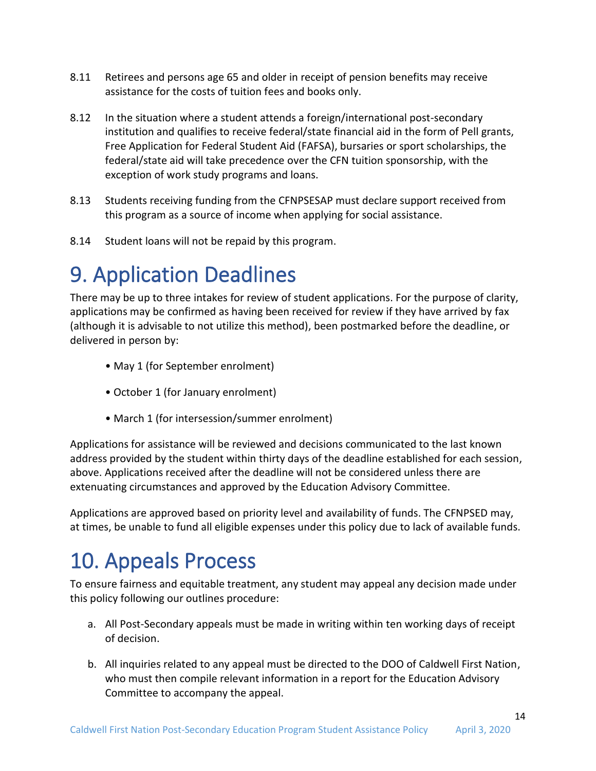8.11 Retirees and persons age 65 and older in receipt of pension benefits may receive assistance for the costs of tuition fees and books only.

8.12 In the situation where a student attends a foreign/international post-secondary institution and qualifies to receive federal/state financial aid in the form of Pell grants, Free Application for Federal Student Aid (FAFSA), bursaries or sport scholarships, the federal/state aid will take precedence over the CFN tuition sponsorship, with the exception of work study programs and loans.

8.13 Students receiving funding from the CFNPSESAP must declare support received from this program as a source of income when applying for social assistance.

8.14 Student loans will not be repaid by this program.

# 9. Application Deadlines

There may be up to three intakes for review of student applications. For the purpose of clarity, applications may be confirmed as having been received for review if they have arrived by fax (although it is advisable to not utilize this method), been postmarked before the deadline, or delivered in person by:

- May 1 (for September enrolment)
- October 1 (for January enrolment)
- March 1 (for intersession/summer enrolment)

Applications for assistance will be reviewed and decisions communicated to the last known address provided by the student within thirty days of the deadline established for each session, above. Applications received after the deadline will not be considered unless there are extenuating circumstances and approved by the Education Advisory Committee.

Applications are approved based on priority level and availability of funds. The CFNPSED may, at times, be unable to fund all eligible expenses under this policy due to lack of available funds.

# 10. Appeals Process

To ensure fairness and equitable treatment, any student may appeal any decision made under this policy following our outlines procedure:

a. All Post-Secondary appeals must be made in writing within ten working days of receipt of decision.

b. All inquiries related to any appeal must be directed to the DOO of Caldwell First Nation, who must then compile relevant information in a report for the Education Advisory Committee to accompany the appeal.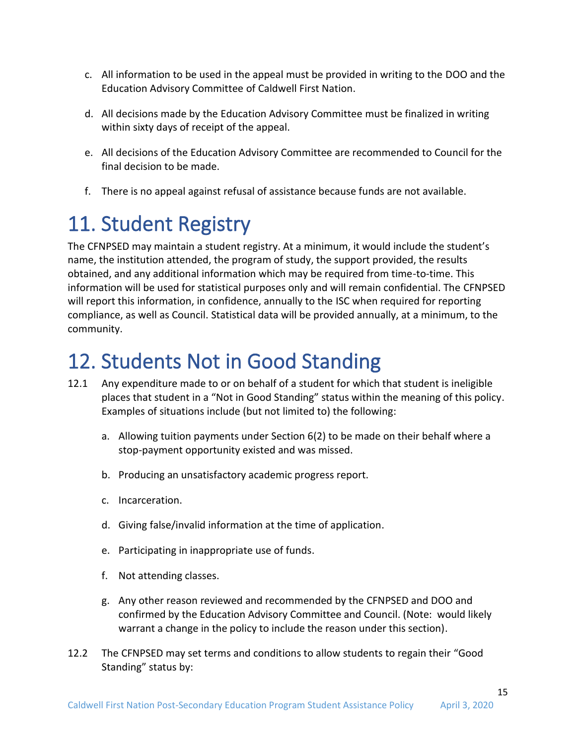c. All information to be used in the appeal must be provided in writing to the DOO and the Education Advisory Committee of Caldwell First Nation.

d. All decisions made by the Education Advisory Committee must be finalized in writing within sixty days of receipt of the appeal.

e. All decisions of the Education Advisory Committee are recommended to Council for the final decision to be made.

f. There is no appeal against refusal of assistance because funds are not available.

# 11. Student Registry

The CFNPSED may maintain a student registry. At a minimum, it would include the student's name, the institution attended, the program of study, the support provided, the results obtained, and any additional information which may be required from time-to-time. This information will be used for statistical purposes only and will remain confidential. The CFNPSED will report this information, in confidence, annually to the ISC when required for reporting compliance, as well as Council. Statistical data will be provided annually, at a minimum, to the community.

# 12. Students Not in Good Standing

12.1 Any expenditure made to or on behalf of a student for which that student is ineligible places that student in a "Not in Good Standing" status within the meaning of this policy. Examples of situations include (but not limited to) the following:

  a. Allowing tuition payments under Section 6(2) to be made on their behalf where a stop-payment opportunity existed and was missed.

  b. Producing an unsatisfactory academic progress report.

  c. Incarceration.

  d. Giving false/invalid information at the time of application.

  e. Participating in inappropriate use of funds.

  f. Not attending classes.

  g. Any other reason reviewed and recommended by the CFNPSED and DOO and confirmed by the Education Advisory Committee and Council. (Note: would likely warrant a change in the policy to include the reason under this section).

12.2 The CFNPSED may set terms and conditions to allow students to regain their "Good Standing" status by: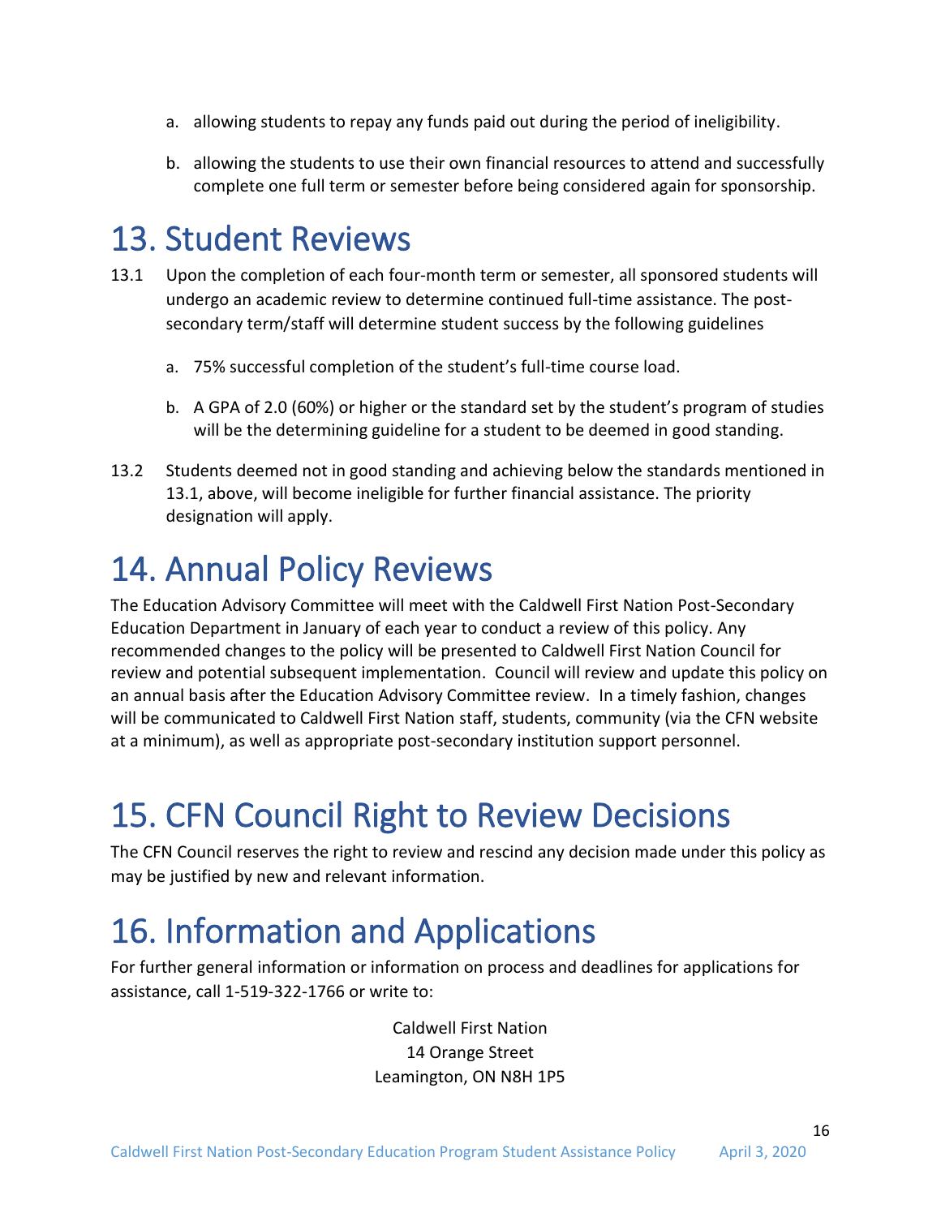a. allowing students to repay any funds paid out during the period of ineligibility.

b. allowing the students to use their own financial resources to attend and successfully complete one full term or semester before being considered again for sponsorship.

# 13. Student Reviews

13.1 Upon the completion of each four-month term or semester, all sponsored students will undergo an academic review to determine continued full-time assistance. The post-secondary term/staff will determine student success by the following guidelines

a. 75% successful completion of the student's full-time course load.

b. A GPA of 2.0 (60%) or higher or the standard set by the student's program of studies will be the determining guideline for a student to be deemed in good standing.

13.2 Students deemed not in good standing and achieving below the standards mentioned in 13.1, above, will become ineligible for further financial assistance. The priority designation will apply.

# 14. Annual Policy Reviews

The Education Advisory Committee will meet with the Caldwell First Nation Post-Secondary Education Department in January of each year to conduct a review of this policy. Any recommended changes to the policy will be presented to Caldwell First Nation Council for review and potential subsequent implementation. Council will review and update this policy on an annual basis after the Education Advisory Committee review. In a timely fashion, changes will be communicated to Caldwell First Nation staff, students, community (via the CFN website at a minimum), as well as appropriate post-secondary institution support personnel.

# 15. CFN Council Right to Review Decisions

The CFN Council reserves the right to review and rescind any decision made under this policy as may be justified by new and relevant information.

# 16. Information and Applications

For further general information or information on process and deadlines for applications for assistance, call 1-519-322-1766 or write to:

Caldwell First Nation
14 Orange Street
Leamington, ON N8H 1P5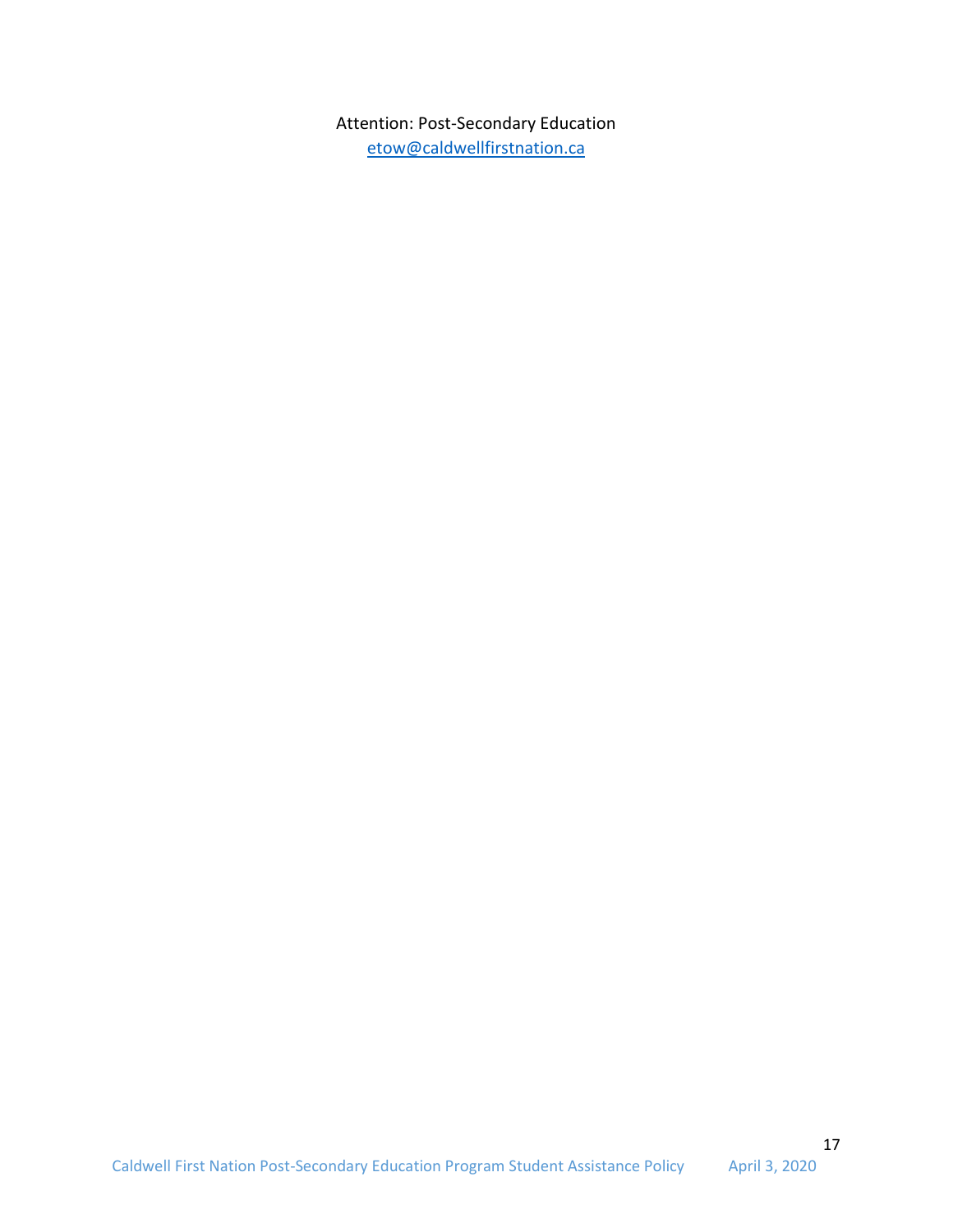Attention: Post-Secondary Education
etow@caldwellfirstnation.ca